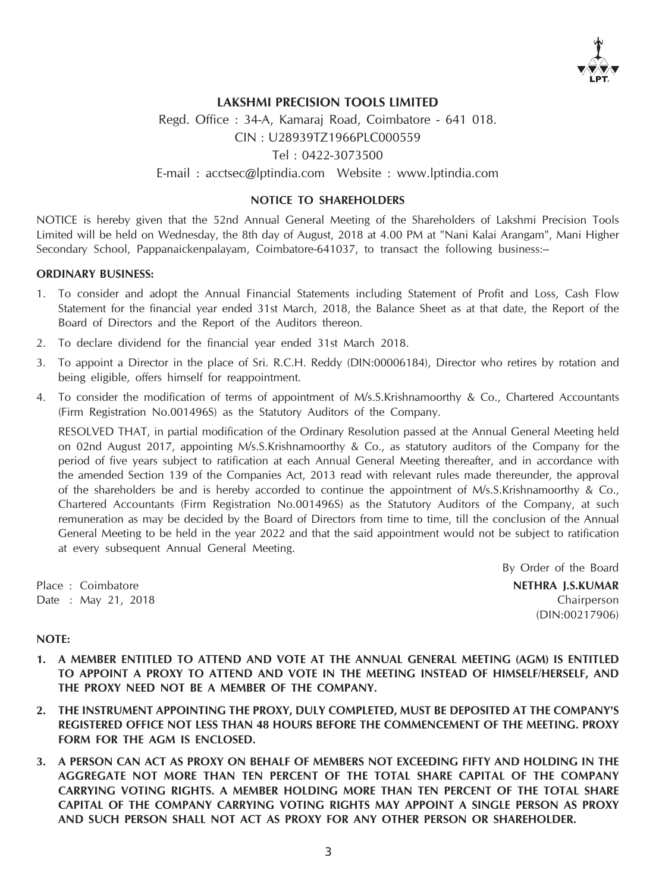## LAKSHMI PRECISION TOOLS LIMITED

Regd. Office : 34-A, Kamaraj Road, Coimbatore - 641 018.

CIN : U28939TZ1966PLC000559

Tel : 0422-3073500

E-mail : acctsec@lptindia.com Website : www.lptindia.com

### NOTICE TO SHAREHOLDERS

NOTICE is hereby given that the 52nd Annual General Meeting of the Shareholders of Lakshmi Precision Tools Limited will be held on Wednesday, the 8th day of August, 2018 at 4.00 PM at "Nani Kalai Arangam", Mani Higher Secondary School, Pappanaickenpalayam, Coimbatore-641037, to transact the following business:–

**ORDINARY BUSINESS:**

1. To consider and adopt the Annual Financial Statements including Statement of Profit and Loss, Cash Flow Statement for the financial year ended 31st March, 2018, the Balance Sheet as at that date, the Report of the Board of Directors and the Report of the Auditors thereon.
2. To declare dividend for the financial year ended 31st March 2018.
3. To appoint a Director in the place of Sri. R.C.H. Reddy (DIN:00006184), Director who retires by rotation and being eligible, offers himself for reappointment.
4. To consider the modification of terms of appointment of M/s.S.Krishnamoorthy & Co., Chartered Accountants (Firm Registration No.001496S) as the Statutory Auditors of the Company.

   RESOLVED THAT, in partial modification of the Ordinary Resolution passed at the Annual General Meeting held on 02nd August 2017, appointing M/s.S.Krishnamoorthy & Co., as statutory auditors of the Company for the period of five years subject to ratification at each Annual General Meeting thereafter, and in accordance with the amended Section 139 of the Companies Act, 2013 read with relevant rules made thereunder, the approval of the shareholders be and is hereby accorded to continue the appointment of M/s.S.Krishnamoorthy & Co., Chartered Accountants (Firm Registration No.001496S) as the Statutory Auditors of the Company, at such remuneration as may be decided by the Board of Directors from time to time, till the conclusion of the Annual General Meeting to be held in the year 2022 and that the said appointment would not be subject to ratification at every subsequent Annual General Meeting.

By Order of the Board

Place : Coimbatore
Date : May 21, 2018

**NETHRA J.S.KUMAR**
Chairperson
(DIN:00217906)

**NOTE:**

1. **A MEMBER ENTITLED TO ATTEND AND VOTE AT THE ANNUAL GENERAL MEETING (AGM) IS ENTITLED TO APPOINT A PROXY TO ATTEND AND VOTE IN THE MEETING INSTEAD OF HIMSELF/HERSELF, AND THE PROXY NEED NOT BE A MEMBER OF THE COMPANY.**
2. **THE INSTRUMENT APPOINTING THE PROXY, DULY COMPLETED, MUST BE DEPOSITED AT THE COMPANY'S REGISTERED OFFICE NOT LESS THAN 48 HOURS BEFORE THE COMMENCEMENT OF THE MEETING. PROXY FORM FOR THE AGM IS ENCLOSED.**
3. **A PERSON CAN ACT AS PROXY ON BEHALF OF MEMBERS NOT EXCEEDING FIFTY AND HOLDING IN THE AGGREGATE NOT MORE THAN TEN PERCENT OF THE TOTAL SHARE CAPITAL OF THE COMPANY CARRYING VOTING RIGHTS. A MEMBER HOLDING MORE THAN TEN PERCENT OF THE TOTAL SHARE CAPITAL OF THE COMPANY CARRYING VOTING RIGHTS MAY APPOINT A SINGLE PERSON AS PROXY AND SUCH PERSON SHALL NOT ACT AS PROXY FOR ANY OTHER PERSON OR SHAREHOLDER.**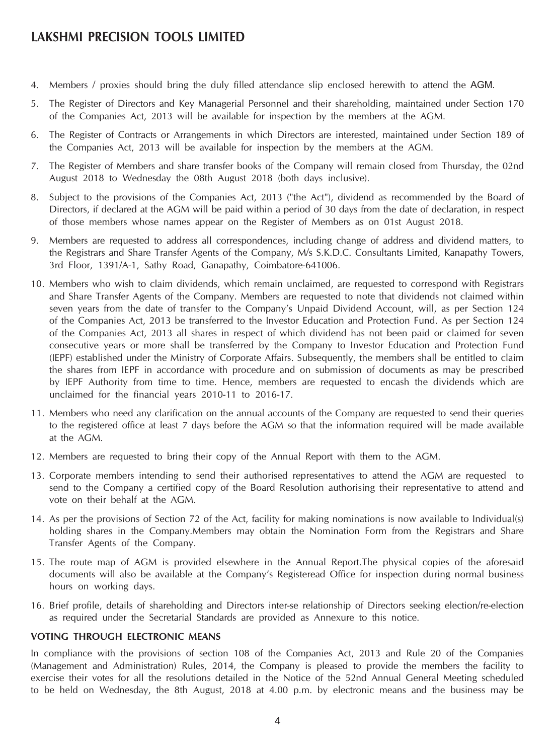4. Members / proxies should bring the duly filled attendance slip enclosed herewith to attend the AGM.
5. The Register of Directors and Key Managerial Personnel and their shareholding, maintained under Section 170 of the Companies Act, 2013 will be available for inspection by the members at the AGM.
6. The Register of Contracts or Arrangements in which Directors are interested, maintained under Section 189 of the Companies Act, 2013 will be available for inspection by the members at the AGM.
7. The Register of Members and share transfer books of the Company will remain closed from Thursday, the 02nd August 2018 to Wednesday the 08th August 2018 (both days inclusive).
8. Subject to the provisions of the Companies Act, 2013 ("the Act"), dividend as recommended by the Board of Directors, if declared at the AGM will be paid within a period of 30 days from the date of declaration, in respect of those members whose names appear on the Register of Members as on 01st August 2018.
9. Members are requested to address all correspondences, including change of address and dividend matters, to the Registrars and Share Transfer Agents of the Company, M/s S.K.D.C. Consultants Limited, Kanapathy Towers, 3rd Floor, 1391/A-1, Sathy Road, Ganapathy, Coimbatore-641006.
10. Members who wish to claim dividends, which remain unclaimed, are requested to correspond with Registrars and Share Transfer Agents of the Company. Members are requested to note that dividends not claimed within seven years from the date of transfer to the Company's Unpaid Dividend Account, will, as per Section 124 of the Companies Act, 2013 be transferred to the Investor Education and Protection Fund. As per Section 124 of the Companies Act, 2013 all shares in respect of which dividend has not been paid or claimed for seven consecutive years or more shall be transferred by the Company to Investor Education and Protection Fund (IEPF) established under the Ministry of Corporate Affairs. Subsequently, the members shall be entitled to claim the shares from IEPF in accordance with procedure and on submission of documents as may be prescribed by IEPF Authority from time to time. Hence, members are requested to encash the dividends which are unclaimed for the financial years 2010-11 to 2016-17.
11. Members who need any clarification on the annual accounts of the Company are requested to send their queries to the registered office at least 7 days before the AGM so that the information required will be made available at the AGM.
12. Members are requested to bring their copy of the Annual Report with them to the AGM.
13. Corporate members intending to send their authorised representatives to attend the AGM are requested to send to the Company a certified copy of the Board Resolution authorising their representative to attend and vote on their behalf at the AGM.
14. As per the provisions of Section 72 of the Act, facility for making nominations is now available to Individual(s) holding shares in the Company.Members may obtain the Nomination Form from the Registrars and Share Transfer Agents of the Company.
15. The route map of AGM is provided elsewhere in the Annual Report.The physical copies of the aforesaid documents will also be available at the Company's Registeread Office for inspection during normal business hours on working days.
16. Brief profile, details of shareholding and Directors inter-se relationship of Directors seeking election/re-election as required under the Secretarial Standards are provided as Annexure to this notice.

**VOTING THROUGH ELECTRONIC MEANS**

In compliance with the provisions of section 108 of the Companies Act, 2013 and Rule 20 of the Companies (Management and Administration) Rules, 2014, the Company is pleased to provide the members the facility to exercise their votes for all the resolutions detailed in the Notice of the 52nd Annual General Meeting scheduled to be held on Wednesday, the 8th August, 2018 at 4.00 p.m. by electronic means and the business may be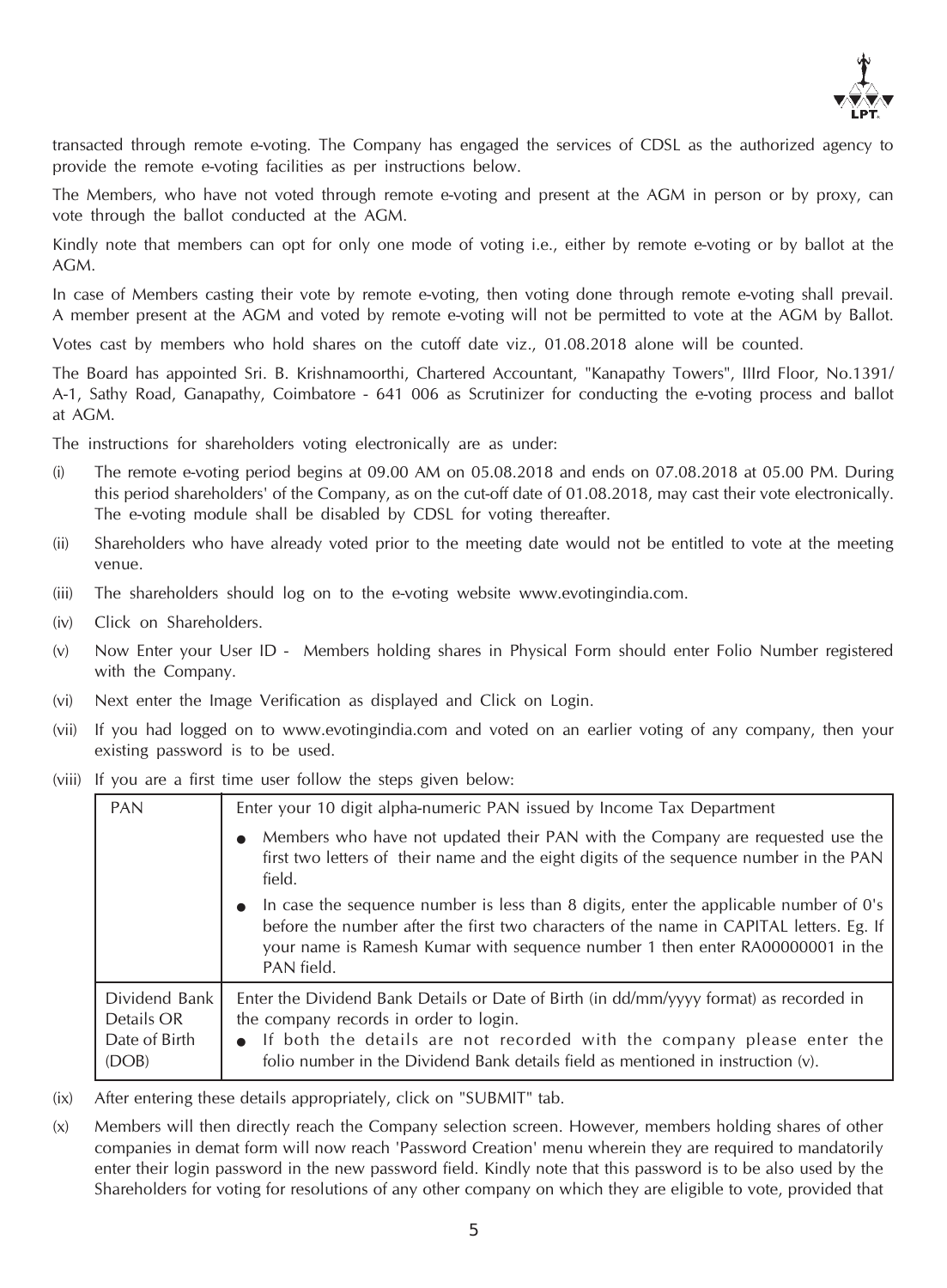transacted through remote e-voting. The Company has engaged the services of CDSL as the authorized agency to provide the remote e-voting facilities as per instructions below.

The Members, who have not voted through remote e-voting and present at the AGM in person or by proxy, can vote through the ballot conducted at the AGM.

Kindly note that members can opt for only one mode of voting i.e., either by remote e-voting or by ballot at the AGM.

In case of Members casting their vote by remote e-voting, then voting done through remote e-voting shall prevail. A member present at the AGM and voted by remote e-voting will not be permitted to vote at the AGM by Ballot.

Votes cast by members who hold shares on the cutoff date viz., 01.08.2018 alone will be counted.

The Board has appointed Sri. B. Krishnamoorthi, Chartered Accountant, "Kanapathy Towers", IIIrd Floor, No.1391/ A-1, Sathy Road, Ganapathy, Coimbatore - 641 006 as Scrutinizer for conducting the e-voting process and ballot at AGM.

The instructions for shareholders voting electronically are as under:

(i) The remote e-voting period begins at 09.00 AM on 05.08.2018 and ends on 07.08.2018 at 05.00 PM. During this period shareholders' of the Company, as on the cut-off date of 01.08.2018, may cast their vote electronically. The e-voting module shall be disabled by CDSL for voting thereafter.

(ii) Shareholders who have already voted prior to the meeting date would not be entitled to vote at the meeting venue.

(iii) The shareholders should log on to the e-voting website www.evotingindia.com.

(iv) Click on Shareholders.

(v) Now Enter your User ID - Members holding shares in Physical Form should enter Folio Number registered with the Company.

(vi) Next enter the Image Verification as displayed and Click on Login.

(vii) If you had logged on to www.evotingindia.com and voted on an earlier voting of any company, then your existing password is to be used.

(viii) If you are a first time user follow the steps given below:

| PAN | Enter your 10 digit alpha-numeric PAN issued by Income Tax Department<br>● Members who have not updated their PAN with the Company are requested use the first two letters of their name and the eight digits of the sequence number in the PAN field.<br>● In case the sequence number is less than 8 digits, enter the applicable number of 0's before the number after the first two characters of the name in CAPITAL letters. Eg. If your name is Ramesh Kumar with sequence number 1 then enter RA00000001 in the PAN field. |
|---|---|
| Dividend Bank Details OR Date of Birth (DOB) | Enter the Dividend Bank Details or Date of Birth (in dd/mm/yyyy format) as recorded in the company records in order to login.<br>● If both the details are not recorded with the company please enter the folio number in the Dividend Bank details field as mentioned in instruction (v). |

(ix) After entering these details appropriately, click on "SUBMIT" tab.

(x) Members will then directly reach the Company selection screen. However, members holding shares of other companies in demat form will now reach 'Password Creation' menu wherein they are required to mandatorily enter their login password in the new password field. Kindly note that this password is to be also used by the Shareholders for voting for resolutions of any other company on which they are eligible to vote, provided that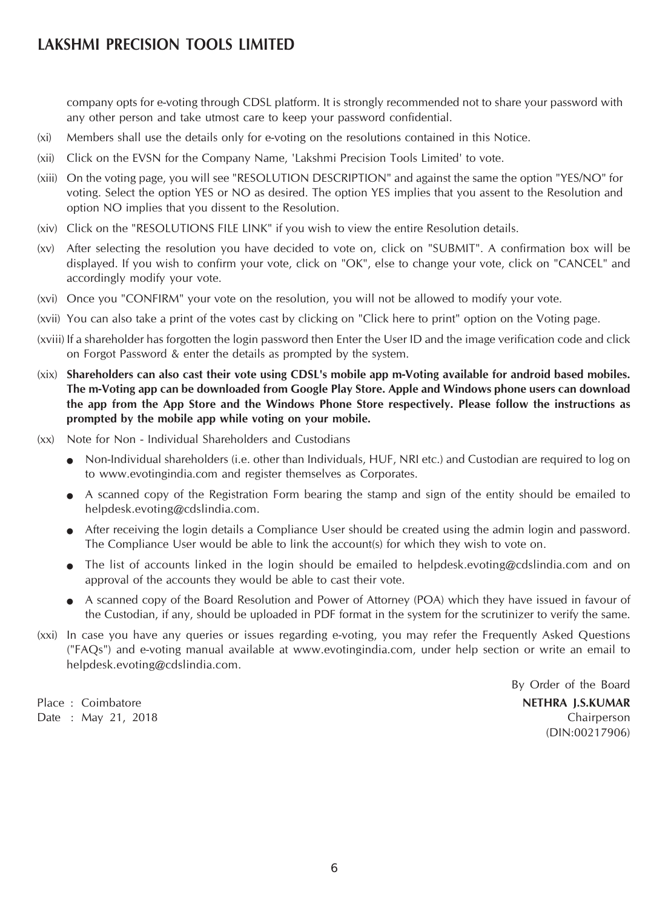company opts for e-voting through CDSL platform. It is strongly recommended not to share your password with any other person and take utmost care to keep your password confidential.

(xi) Members shall use the details only for e-voting on the resolutions contained in this Notice.

(xii) Click on the EVSN for the Company Name, 'Lakshmi Precision Tools Limited' to vote.

(xiii) On the voting page, you will see "RESOLUTION DESCRIPTION" and against the same the option "YES/NO" for voting. Select the option YES or NO as desired. The option YES implies that you assent to the Resolution and option NO implies that you dissent to the Resolution.

(xiv) Click on the "RESOLUTIONS FILE LINK" if you wish to view the entire Resolution details.

(xv) After selecting the resolution you have decided to vote on, click on "SUBMIT". A confirmation box will be displayed. If you wish to confirm your vote, click on "OK", else to change your vote, click on "CANCEL" and accordingly modify your vote.

(xvi) Once you "CONFIRM" your vote on the resolution, you will not be allowed to modify your vote.

(xvii) You can also take a print of the votes cast by clicking on "Click here to print" option on the Voting page.

(xviii) If a shareholder has forgotten the login password then Enter the User ID and the image verification code and click on Forgot Password & enter the details as prompted by the system.

(xix) **Shareholders can also cast their vote using CDSL's mobile app m-Voting available for android based mobiles. The m-Voting app can be downloaded from Google Play Store. Apple and Windows phone users can download the app from the App Store and the Windows Phone Store respectively. Please follow the instructions as prompted by the mobile app while voting on your mobile.**

(xx) Note for Non - Individual Shareholders and Custodians

- Non-Individual shareholders (i.e. other than Individuals, HUF, NRI etc.) and Custodian are required to log on to www.evotingindia.com and register themselves as Corporates.
- A scanned copy of the Registration Form bearing the stamp and sign of the entity should be emailed to helpdesk.evoting@cdslindia.com.
- After receiving the login details a Compliance User should be created using the admin login and password. The Compliance User would be able to link the account(s) for which they wish to vote on.
- The list of accounts linked in the login should be emailed to helpdesk.evoting@cdslindia.com and on approval of the accounts they would be able to cast their vote.
- A scanned copy of the Board Resolution and Power of Attorney (POA) which they have issued in favour of the Custodian, if any, should be uploaded in PDF format in the system for the scrutinizer to verify the same.

(xxi) In case you have any queries or issues regarding e-voting, you may refer the Frequently Asked Questions ("FAQs") and e-voting manual available at www.evotingindia.com, under help section or write an email to helpdesk.evoting@cdslindia.com.

By Order of the Board

Place : Coimbatore
Date : May 21, 2018

**NETHRA J.S.KUMAR**
Chairperson
(DIN:00217906)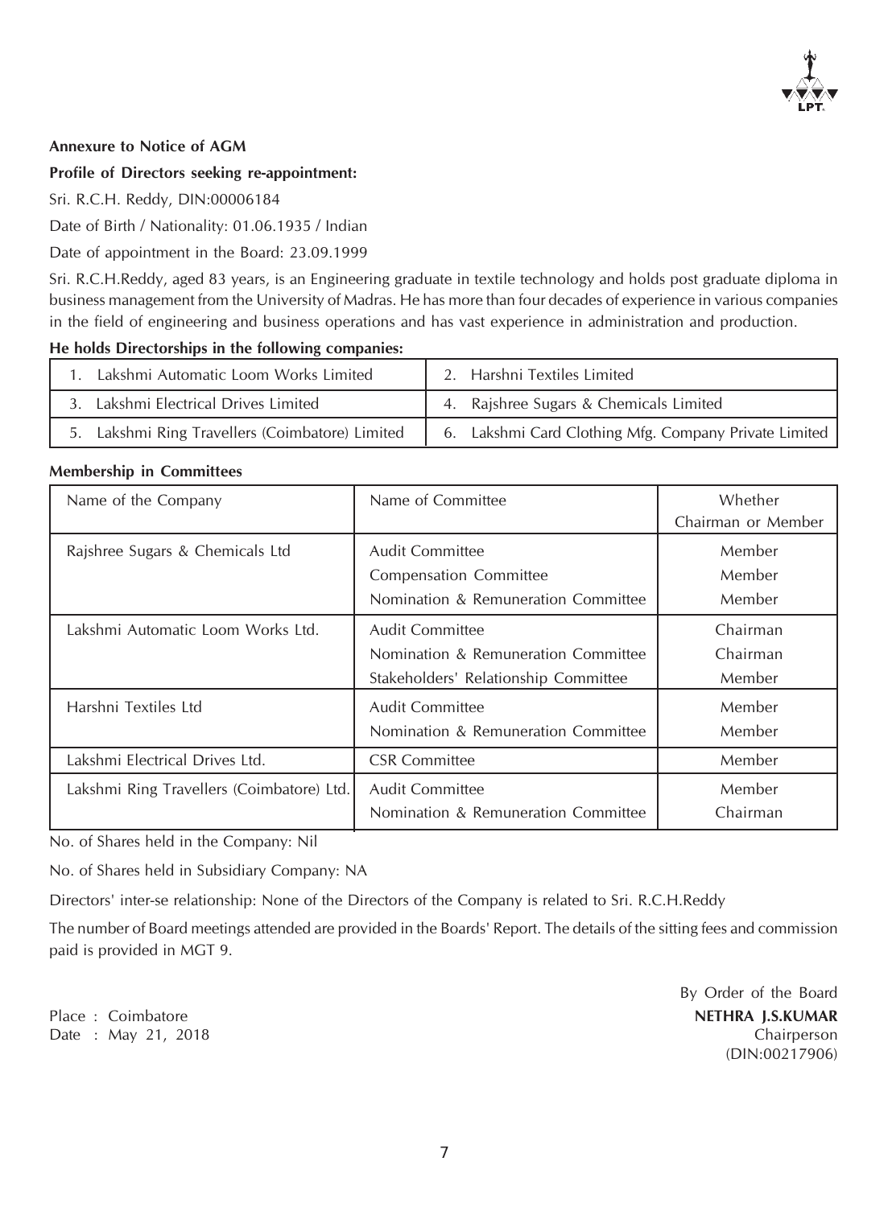**Annexure to Notice of AGM**

**Profile of Directors seeking re-appointment:**

Sri. R.C.H. Reddy, DIN:00006184

Date of Birth / Nationality: 01.06.1935 / Indian

Date of appointment in the Board: 23.09.1999

Sri. R.C.H.Reddy, aged 83 years, is an Engineering graduate in textile technology and holds post graduate diploma in business management from the University of Madras. He has more than four decades of experience in various companies in the field of engineering and business operations and has vast experience in administration and production.

**He holds Directorships in the following companies:**

| | |
|---|---|
| 1. Lakshmi Automatic Loom Works Limited | 2. Harshni Textiles Limited |
| 3. Lakshmi Electrical Drives Limited | 4. Rajshree Sugars & Chemicals Limited |
| 5. Lakshmi Ring Travellers (Coimbatore) Limited | 6. Lakshmi Card Clothing Mfg. Company Private Limited |

**Membership in Committees**

| Name of the Company | Name of Committee | Whether Chairman or Member |
|---|---|---|
| Rajshree Sugars & Chemicals Ltd | Audit Committee | Member |
| | Compensation Committee | Member |
| | Nomination & Remuneration Committee | Member |
| Lakshmi Automatic Loom Works Ltd. | Audit Committee | Chairman |
| | Nomination & Remuneration Committee | Chairman |
| | Stakeholders' Relationship Committee | Member |
| Harshni Textiles Ltd | Audit Committee | Member |
| | Nomination & Remuneration Committee | Member |
| Lakshmi Electrical Drives Ltd. | CSR Committee | Member |
| Lakshmi Ring Travellers (Coimbatore) Ltd. | Audit Committee | Member |
| | Nomination & Remuneration Committee | Chairman |

No. of Shares held in the Company: Nil

No. of Shares held in Subsidiary Company: NA

Directors' inter-se relationship: None of the Directors of the Company is related to Sri. R.C.H.Reddy

The number of Board meetings attended are provided in the Boards' Report. The details of the sitting fees and commission paid is provided in MGT 9.

By Order of the Board

**NETHRA J.S.KUMAR**
Chairperson
(DIN:00217906)

Place : Coimbatore
Date : May 21, 2018